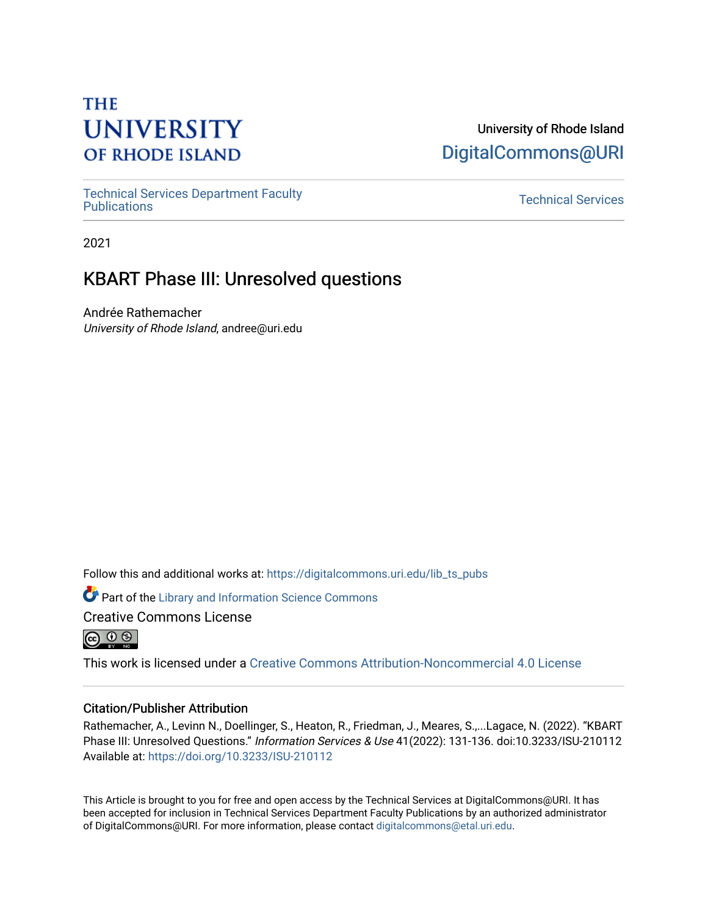THE UNIVERSITY OF RHODE ISLAND

University of Rhode Island
DigitalCommons@URI

Technical Services Department Faculty Publications | Technical Services

2021

# KBART Phase III: Unresolved questions

Andrée Rathemacher
*University of Rhode Island*, andree@uri.edu

Follow this and additional works at: https://digitalcommons.uri.edu/lib_ts_pubs

Part of the Library and Information Science Commons

Creative Commons License

This work is licensed under a Creative Commons Attribution-Noncommercial 4.0 License

## Citation/Publisher Attribution

Rathemacher, A., Levinn N., Doellinger, S., Heaton, R., Friedman, J., Meares, S.,...Lagace, N. (2022). "KBART Phase III: Unresolved Questions." *Information Services & Use* 41(2022): 131-136. doi:10.3233/ISU-210112 Available at: https://doi.org/10.3233/ISU-210112

This Article is brought to you for free and open access by the Technical Services at DigitalCommons@URI. It has been accepted for inclusion in Technical Services Department Faculty Publications by an authorized administrator of DigitalCommons@URI. For more information, please contact digitalcommons@etal.uri.edu.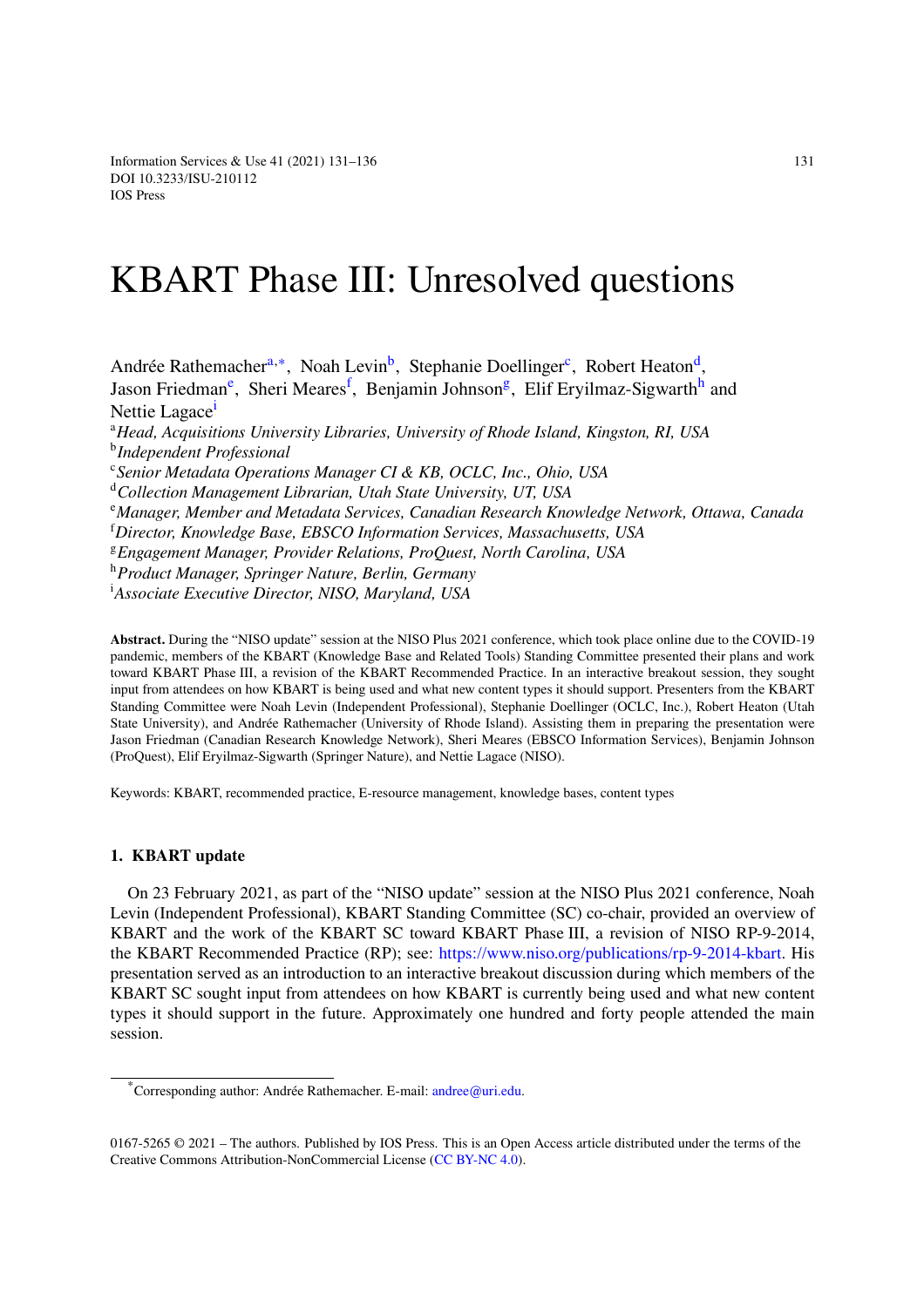# KBART Phase III: Unresolved questions

Andrée Rathemacher[a,*], Noah Levin[b], Stephanie Doellinger[c], Robert Heaton[d], Jason Friedman[e], Sheri Meares[f], Benjamin Johnson[g], Elif Eryilmaz-Sigwarth[h] and Nettie Lagace[i]

[a] *Head, Acquisitions University Libraries, University of Rhode Island, Kingston, RI, USA*
[b] *Independent Professional*
[c] *Senior Metadata Operations Manager CI & KB, OCLC, Inc., Ohio, USA*
[d] *Collection Management Librarian, Utah State University, UT, USA*
[e] *Manager, Member and Metadata Services, Canadian Research Knowledge Network, Ottawa, Canada*
[f] *Director, Knowledge Base, EBSCO Information Services, Massachusetts, USA*
[g] *Engagement Manager, Provider Relations, ProQuest, North Carolina, USA*
[h] *Product Manager, Springer Nature, Berlin, Germany*
[i] *Associate Executive Director, NISO, Maryland, USA*

**Abstract.** During the "NISO update" session at the NISO Plus 2021 conference, which took place online due to the COVID-19 pandemic, members of the KBART (Knowledge Base and Related Tools) Standing Committee presented their plans and work toward KBART Phase III, a revision of the KBART Recommended Practice. In an interactive breakout session, they sought input from attendees on how KBART is being used and what new content types it should support. Presenters from the KBART Standing Committee were Noah Levin (Independent Professional), Stephanie Doellinger (OCLC, Inc.), Robert Heaton (Utah State University), and Andrée Rathemacher (University of Rhode Island). Assisting them in preparing the presentation were Jason Friedman (Canadian Research Knowledge Network), Sheri Meares (EBSCO Information Services), Benjamin Johnson (ProQuest), Elif Eryilmaz-Sigwarth (Springer Nature), and Nettie Lagace (NISO).

Keywords: KBART, recommended practice, E-resource management, knowledge bases, content types

## 1. KBART update

On 23 February 2021, as part of the "NISO update" session at the NISO Plus 2021 conference, Noah Levin (Independent Professional), KBART Standing Committee (SC) co-chair, provided an overview of KBART and the work of the KBART SC toward KBART Phase III, a revision of NISO RP-9-2014, the KBART Recommended Practice (RP); see: https://www.niso.org/publications/rp-9-2014-kbart. His presentation served as an introduction to an interactive breakout discussion during which members of the KBART SC sought input from attendees on how KBART is currently being used and what new content types it should support in the future. Approximately one hundred and forty people attended the main session.

*Corresponding author: Andrée Rathemacher. E-mail: andree@uri.edu.

0167-5265 © 2021 – The authors. Published by IOS Press. This is an Open Access article distributed under the terms of the Creative Commons Attribution-NonCommercial License (CC BY-NC 4.0).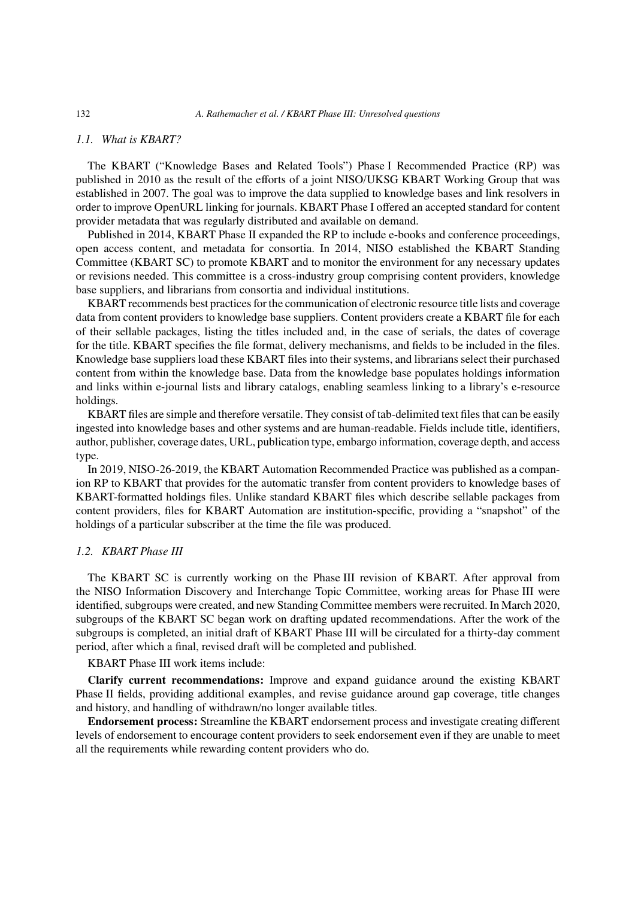### *1.1. What is KBART?*

The KBART ("Knowledge Bases and Related Tools") Phase I Recommended Practice (RP) was published in 2010 as the result of the efforts of a joint NISO/UKSG KBART Working Group that was established in 2007. The goal was to improve the data supplied to knowledge bases and link resolvers in order to improve OpenURL linking for journals. KBART Phase I offered an accepted standard for content provider metadata that was regularly distributed and available on demand.

Published in 2014, KBART Phase II expanded the RP to include e-books and conference proceedings, open access content, and metadata for consortia. In 2014, NISO established the KBART Standing Committee (KBART SC) to promote KBART and to monitor the environment for any necessary updates or revisions needed. This committee is a cross-industry group comprising content providers, knowledge base suppliers, and librarians from consortia and individual institutions.

KBART recommends best practices for the communication of electronic resource title lists and coverage data from content providers to knowledge base suppliers. Content providers create a KBART file for each of their sellable packages, listing the titles included and, in the case of serials, the dates of coverage for the title. KBART specifies the file format, delivery mechanisms, and fields to be included in the files. Knowledge base suppliers load these KBART files into their systems, and librarians select their purchased content from within the knowledge base. Data from the knowledge base populates holdings information and links within e-journal lists and library catalogs, enabling seamless linking to a library's e-resource holdings.

KBART files are simple and therefore versatile. They consist of tab-delimited text files that can be easily ingested into knowledge bases and other systems and are human-readable. Fields include title, identifiers, author, publisher, coverage dates, URL, publication type, embargo information, coverage depth, and access type.

In 2019, NISO-26-2019, the KBART Automation Recommended Practice was published as a companion RP to KBART that provides for the automatic transfer from content providers to knowledge bases of KBART-formatted holdings files. Unlike standard KBART files which describe sellable packages from content providers, files for KBART Automation are institution-specific, providing a "snapshot" of the holdings of a particular subscriber at the time the file was produced.

### *1.2. KBART Phase III*

The KBART SC is currently working on the Phase III revision of KBART. After approval from the NISO Information Discovery and Interchange Topic Committee, working areas for Phase III were identified, subgroups were created, and new Standing Committee members were recruited. In March 2020, subgroups of the KBART SC began work on drafting updated recommendations. After the work of the subgroups is completed, an initial draft of KBART Phase III will be circulated for a thirty-day comment period, after which a final, revised draft will be completed and published.

KBART Phase III work items include:

**Clarify current recommendations:** Improve and expand guidance around the existing KBART Phase II fields, providing additional examples, and revise guidance around gap coverage, title changes and history, and handling of withdrawn/no longer available titles.

**Endorsement process:** Streamline the KBART endorsement process and investigate creating different levels of endorsement to encourage content providers to seek endorsement even if they are unable to meet all the requirements while rewarding content providers who do.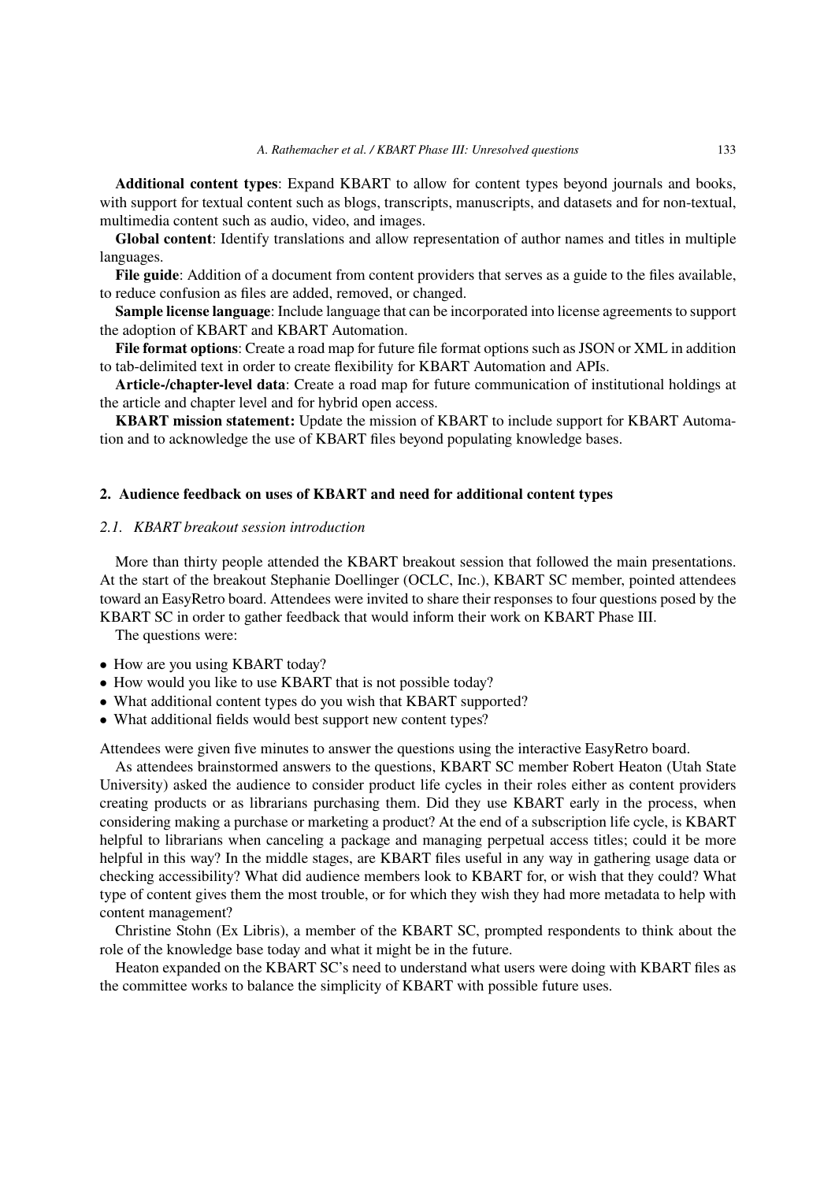**Additional content types**: Expand KBART to allow for content types beyond journals and books, with support for textual content such as blogs, transcripts, manuscripts, and datasets and for non-textual, multimedia content such as audio, video, and images.

**Global content**: Identify translations and allow representation of author names and titles in multiple languages.

**File guide**: Addition of a document from content providers that serves as a guide to the files available, to reduce confusion as files are added, removed, or changed.

**Sample license language**: Include language that can be incorporated into license agreements to support the adoption of KBART and KBART Automation.

**File format options**: Create a road map for future file format options such as JSON or XML in addition to tab-delimited text in order to create flexibility for KBART Automation and APIs.

**Article-/chapter-level data**: Create a road map for future communication of institutional holdings at the article and chapter level and for hybrid open access.

**KBART mission statement:** Update the mission of KBART to include support for KBART Automation and to acknowledge the use of KBART files beyond populating knowledge bases.

## 2. Audience feedback on uses of KBART and need for additional content types

### *2.1. KBART breakout session introduction*

More than thirty people attended the KBART breakout session that followed the main presentations. At the start of the breakout Stephanie Doellinger (OCLC, Inc.), KBART SC member, pointed attendees toward an EasyRetro board. Attendees were invited to share their responses to four questions posed by the KBART SC in order to gather feedback that would inform their work on KBART Phase III.

The questions were:

- How are you using KBART today?
- How would you like to use KBART that is not possible today?
- What additional content types do you wish that KBART supported?
- What additional fields would best support new content types?

Attendees were given five minutes to answer the questions using the interactive EasyRetro board.

As attendees brainstormed answers to the questions, KBART SC member Robert Heaton (Utah State University) asked the audience to consider product life cycles in their roles either as content providers creating products or as librarians purchasing them. Did they use KBART early in the process, when considering making a purchase or marketing a product? At the end of a subscription life cycle, is KBART helpful to librarians when canceling a package and managing perpetual access titles; could it be more helpful in this way? In the middle stages, are KBART files useful in any way in gathering usage data or checking accessibility? What did audience members look to KBART for, or wish that they could? What type of content gives them the most trouble, or for which they wish they had more metadata to help with content management?

Christine Stohn (Ex Libris), a member of the KBART SC, prompted respondents to think about the role of the knowledge base today and what it might be in the future.

Heaton expanded on the KBART SC's need to understand what users were doing with KBART files as the committee works to balance the simplicity of KBART with possible future uses.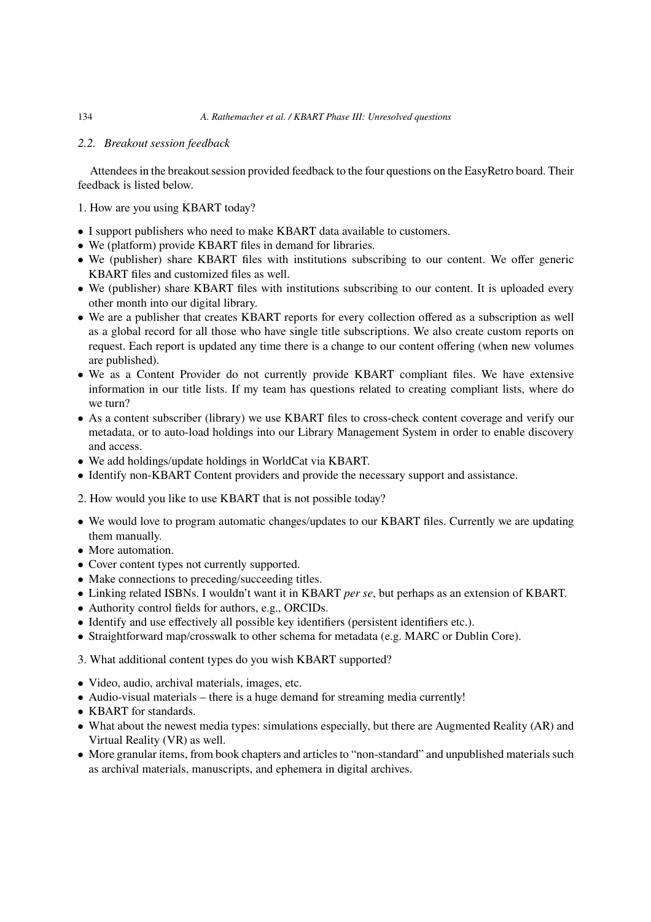### 2.2. *Breakout session feedback*

Attendees in the breakout session provided feedback to the four questions on the EasyRetro board. Their feedback is listed below.

1. How are you using KBART today?

- I support publishers who need to make KBART data available to customers.
- We (platform) provide KBART files in demand for libraries.
- We (publisher) share KBART files with institutions subscribing to our content. We offer generic KBART files and customized files as well.
- We (publisher) share KBART files with institutions subscribing to our content. It is uploaded every other month into our digital library.
- We are a publisher that creates KBART reports for every collection offered as a subscription as well as a global record for all those who have single title subscriptions. We also create custom reports on request. Each report is updated any time there is a change to our content offering (when new volumes are published).
- We as a Content Provider do not currently provide KBART compliant files. We have extensive information in our title lists. If my team has questions related to creating compliant lists, where do we turn?
- As a content subscriber (library) we use KBART files to cross-check content coverage and verify our metadata, or to auto-load holdings into our Library Management System in order to enable discovery and access.
- We add holdings/update holdings in WorldCat via KBART.
- Identify non-KBART Content providers and provide the necessary support and assistance.

2. How would you like to use KBART that is not possible today?

- We would love to program automatic changes/updates to our KBART files. Currently we are updating them manually.
- More automation.
- Cover content types not currently supported.
- Make connections to preceding/succeeding titles.
- Linking related ISBNs. I wouldn't want it in KBART *per se*, but perhaps as an extension of KBART.
- Authority control fields for authors, e.g., ORCIDs.
- Identify and use effectively all possible key identifiers (persistent identifiers etc.).
- Straightforward map/crosswalk to other schema for metadata (e.g. MARC or Dublin Core).

3. What additional content types do you wish KBART supported?

- Video, audio, archival materials, images, etc.
- Audio-visual materials – there is a huge demand for streaming media currently!
- KBART for standards.
- What about the newest media types: simulations especially, but there are Augmented Reality (AR) and Virtual Reality (VR) as well.
- More granular items, from book chapters and articles to "non-standard" and unpublished materials such as archival materials, manuscripts, and ephemera in digital archives.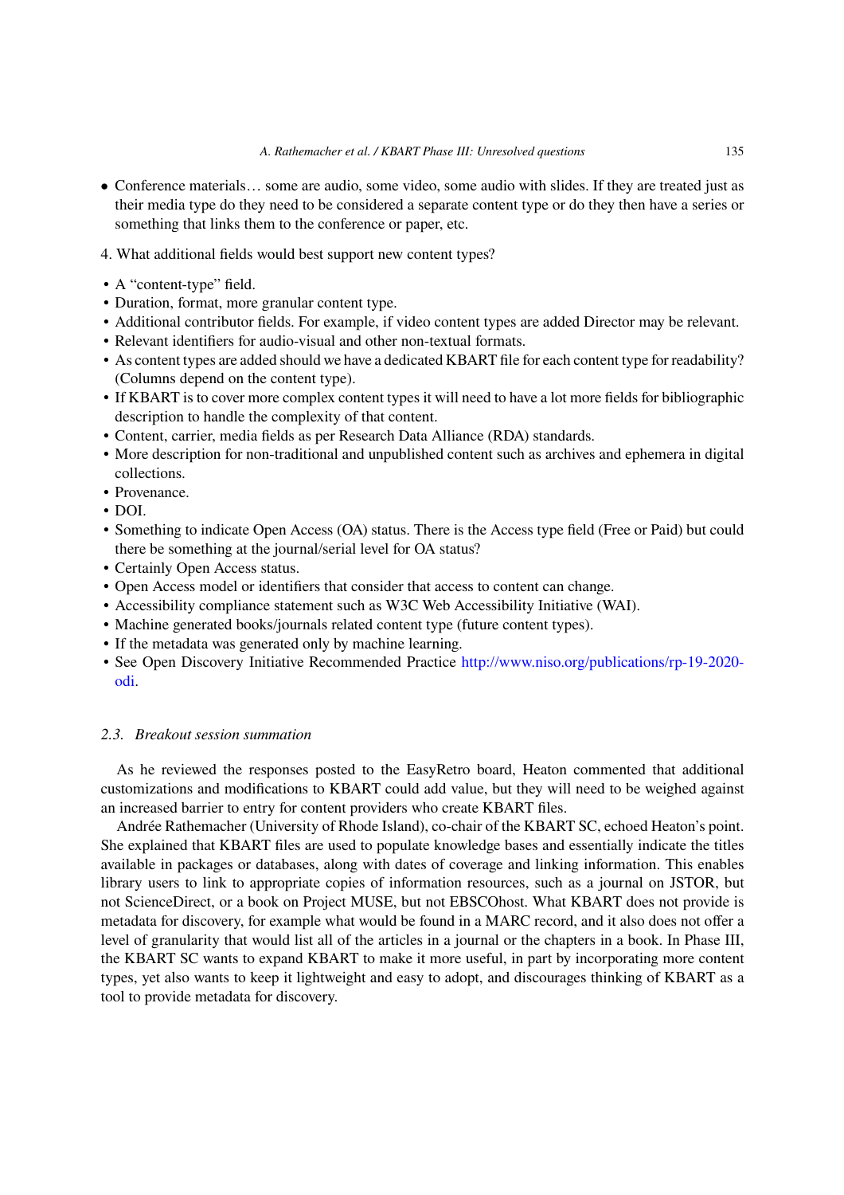- Conference materials… some are audio, some video, some audio with slides. If they are treated just as their media type do they need to be considered a separate content type or do they then have a series or something that links them to the conference or paper, etc.

4. What additional fields would best support new content types?

- A "content-type" field.
- Duration, format, more granular content type.
- Additional contributor fields. For example, if video content types are added Director may be relevant.
- Relevant identifiers for audio-visual and other non-textual formats.
- As content types are added should we have a dedicated KBART file for each content type for readability? (Columns depend on the content type).
- If KBART is to cover more complex content types it will need to have a lot more fields for bibliographic description to handle the complexity of that content.
- Content, carrier, media fields as per Research Data Alliance (RDA) standards.
- More description for non-traditional and unpublished content such as archives and ephemera in digital collections.
- Provenance.
- DOI.
- Something to indicate Open Access (OA) status. There is the Access type field (Free or Paid) but could there be something at the journal/serial level for OA status?
- Certainly Open Access status.
- Open Access model or identifiers that consider that access to content can change.
- Accessibility compliance statement such as W3C Web Accessibility Initiative (WAI).
- Machine generated books/journals related content type (future content types).
- If the metadata was generated only by machine learning.
- See Open Discovery Initiative Recommended Practice http://www.niso.org/publications/rp-19-2020-odi.

### 2.3. *Breakout session summation*

As he reviewed the responses posted to the EasyRetro board, Heaton commented that additional customizations and modifications to KBART could add value, but they will need to be weighed against an increased barrier to entry for content providers who create KBART files.

Andrée Rathemacher (University of Rhode Island), co-chair of the KBART SC, echoed Heaton's point. She explained that KBART files are used to populate knowledge bases and essentially indicate the titles available in packages or databases, along with dates of coverage and linking information. This enables library users to link to appropriate copies of information resources, such as a journal on JSTOR, but not ScienceDirect, or a book on Project MUSE, but not EBSCOhost. What KBART does not provide is metadata for discovery, for example what would be found in a MARC record, and it also does not offer a level of granularity that would list all of the articles in a journal or the chapters in a book. In Phase III, the KBART SC wants to expand KBART to make it more useful, in part by incorporating more content types, yet also wants to keep it lightweight and easy to adopt, and discourages thinking of KBART as a tool to provide metadata for discovery.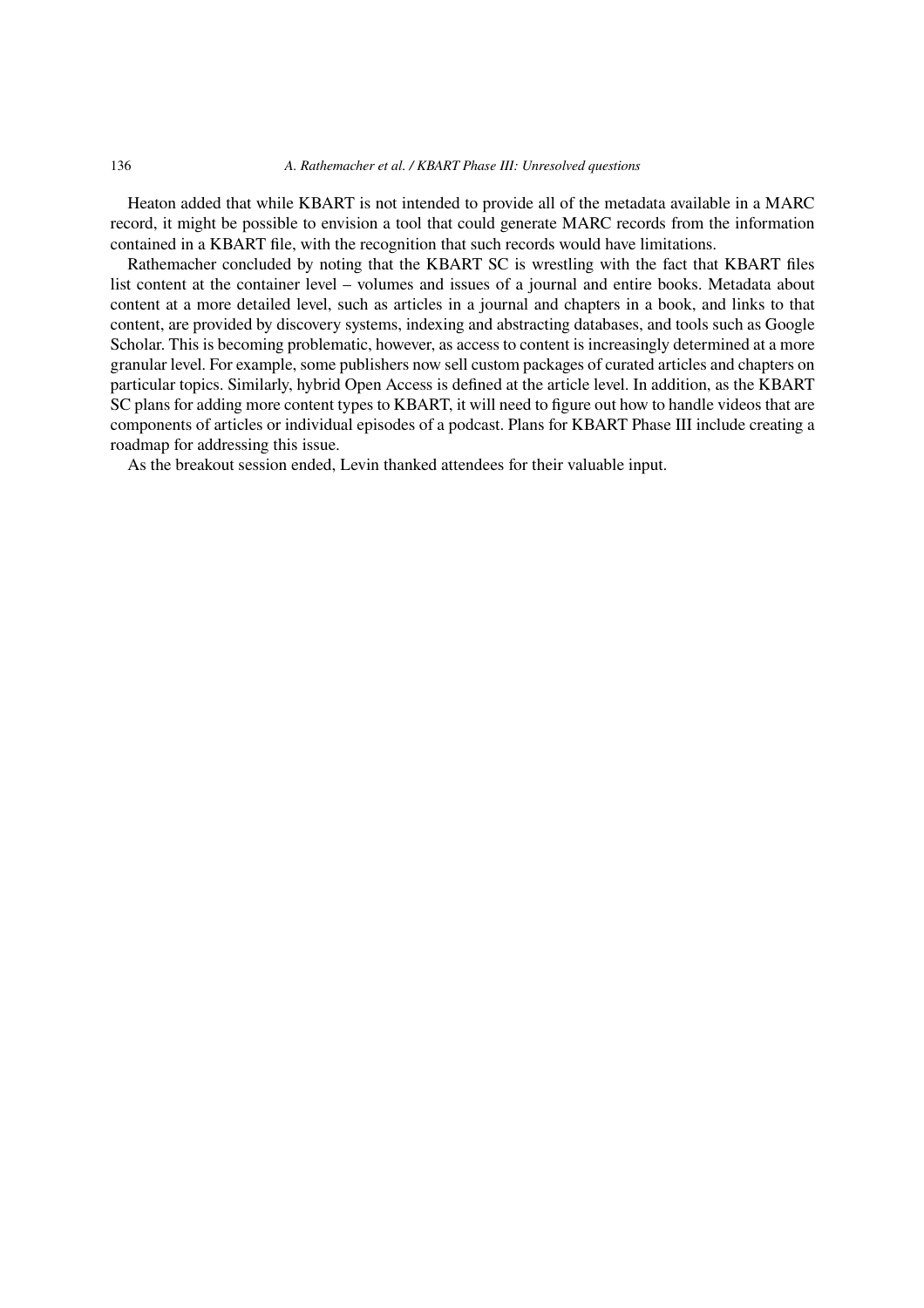Heaton added that while KBART is not intended to provide all of the metadata available in a MARC record, it might be possible to envision a tool that could generate MARC records from the information contained in a KBART file, with the recognition that such records would have limitations.

Rathemacher concluded by noting that the KBART SC is wrestling with the fact that KBART files list content at the container level – volumes and issues of a journal and entire books. Metadata about content at a more detailed level, such as articles in a journal and chapters in a book, and links to that content, are provided by discovery systems, indexing and abstracting databases, and tools such as Google Scholar. This is becoming problematic, however, as access to content is increasingly determined at a more granular level. For example, some publishers now sell custom packages of curated articles and chapters on particular topics. Similarly, hybrid Open Access is defined at the article level. In addition, as the KBART SC plans for adding more content types to KBART, it will need to figure out how to handle videos that are components of articles or individual episodes of a podcast. Plans for KBART Phase III include creating a roadmap for addressing this issue.

As the breakout session ended, Levin thanked attendees for their valuable input.